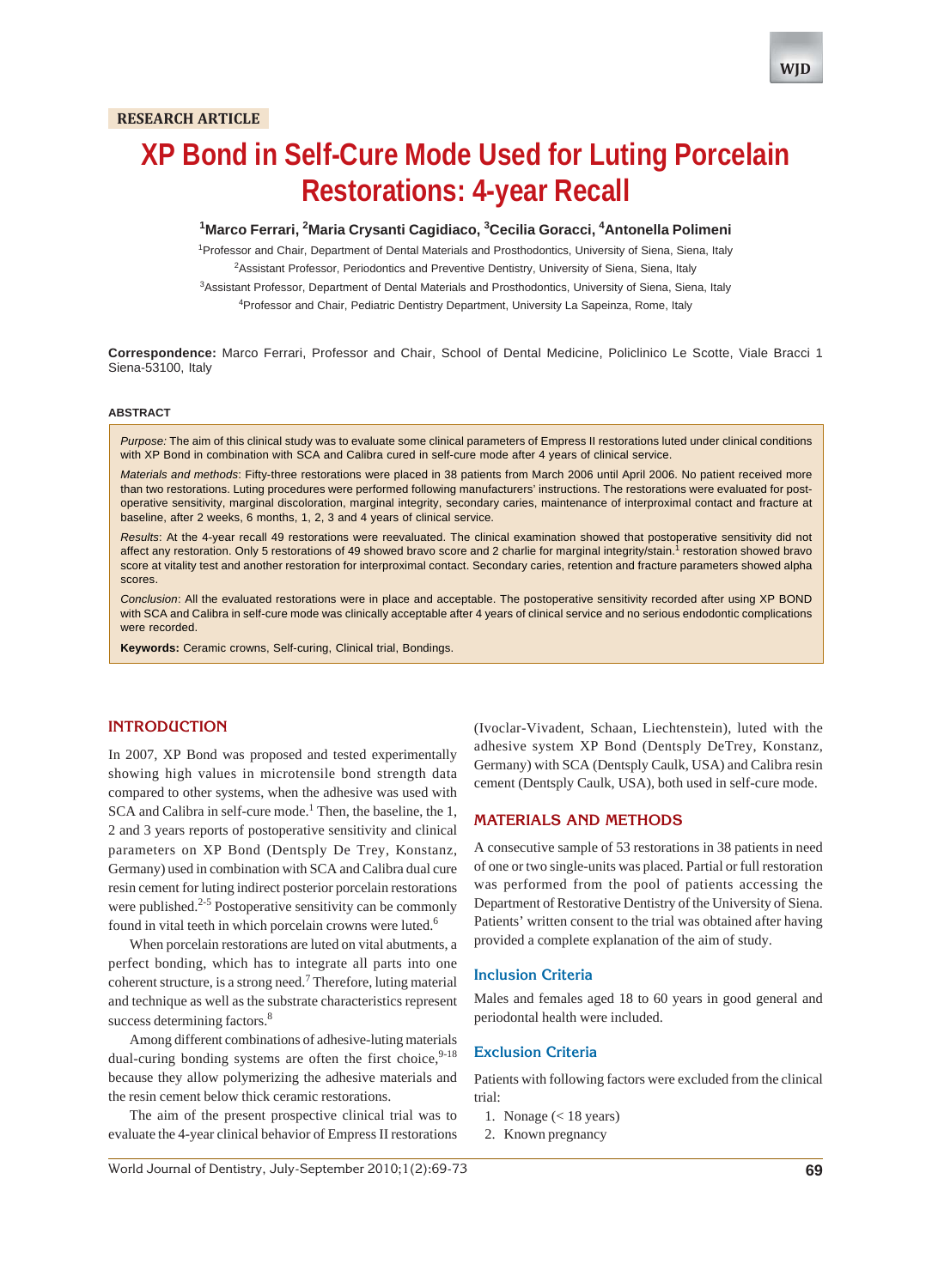RESEARCH ARTICLE

# XP Bond in Self-Cure Mode Used for Luting Porcelain Restorations: 4-year Recall

[1]Marco Ferrari, [2]Maria Crysanti Cagidiaco, [3]Cecilia Goracci, [4]Antonella Polimeni

[1]Professor and Chair, Department of Dental Materials and Prosthodontics, University of Siena, Siena, Italy

[2]Assistant Professor, Periodontics and Preventive Dentistry, University of Siena, Siena, Italy

[3]Assistant Professor, Department of Dental Materials and Prosthodontics, University of Siena, Siena, Italy

[4]Professor and Chair, Pediatric Dentistry Department, University La Sapeinza, Rome, Italy

**Correspondence:** Marco Ferrari, Professor and Chair, School of Dental Medicine, Policlinico Le Scotte, Viale Bracci 1 Siena-53100, Italy

## ABSTRACT

*Purpose:* The aim of this clinical study was to evaluate some clinical parameters of Empress II restorations luted under clinical conditions with XP Bond in combination with SCA and Calibra cured in self-cure mode after 4 years of clinical service.

*Materials and methods*: Fifty-three restorations were placed in 38 patients from March 2006 until April 2006. No patient received more than two restorations. Luting procedures were performed following manufacturers' instructions. The restorations were evaluated for post-operative sensitivity, marginal discoloration, marginal integrity, secondary caries, maintenance of interproximal contact and fracture at baseline, after 2 weeks, 6 months, 1, 2, 3 and 4 years of clinical service.

*Results*: At the 4-year recall 49 restorations were reevaluated. The clinical examination showed that postoperative sensitivity did not affect any restoration. Only 5 restorations of 49 showed bravo score and 2 charlie for marginal integrity/stain.[1] restoration showed bravo score at vitality test and another restoration for interproximal contact. Secondary caries, retention and fracture parameters showed alpha scores.

*Conclusion*: All the evaluated restorations were in place and acceptable. The postoperative sensitivity recorded after using XP BOND with SCA and Calibra in self-cure mode was clinically acceptable after 4 years of clinical service and no serious endodontic complications were recorded.

**Keywords:** Ceramic crowns, Self-curing, Clinical trial, Bondings.

## INTRODUCTION

In 2007, XP Bond was proposed and tested experimentally showing high values in microtensile bond strength data compared to other systems, when the adhesive was used with SCA and Calibra in self-cure mode.[1] Then, the baseline, the 1, 2 and 3 years reports of postoperative sensitivity and clinical parameters on XP Bond (Dentsply De Trey, Konstanz, Germany) used in combination with SCA and Calibra dual cure resin cement for luting indirect posterior porcelain restorations were published.[2-5] Postoperative sensitivity can be commonly found in vital teeth in which porcelain crowns were luted.[6]

When porcelain restorations are luted on vital abutments, a perfect bonding, which has to integrate all parts into one coherent structure, is a strong need.[7] Therefore, luting material and technique as well as the substrate characteristics represent success determining factors.[8]

Among different combinations of adhesive-luting materials dual-curing bonding systems are often the first choice,[9-18] because they allow polymerizing the adhesive materials and the resin cement below thick ceramic restorations.

The aim of the present prospective clinical trial was to evaluate the 4-year clinical behavior of Empress II restorations (Ivoclar-Vivadent, Schaan, Liechtenstein), luted with the adhesive system XP Bond (Dentsply DeTrey, Konstanz, Germany) with SCA (Dentsply Caulk, USA) and Calibra resin cement (Dentsply Caulk, USA), both used in self-cure mode.

## MATERIALS AND METHODS

A consecutive sample of 53 restorations in 38 patients in need of one or two single-units was placed. Partial or full restoration was performed from the pool of patients accessing the Department of Restorative Dentistry of the University of Siena. Patients' written consent to the trial was obtained after having provided a complete explanation of the aim of study.

### Inclusion Criteria

Males and females aged 18 to 60 years in good general and periodontal health were included.

### Exclusion Criteria

Patients with following factors were excluded from the clinical trial:

1. Nonage (< 18 years)
2. Known pregnancy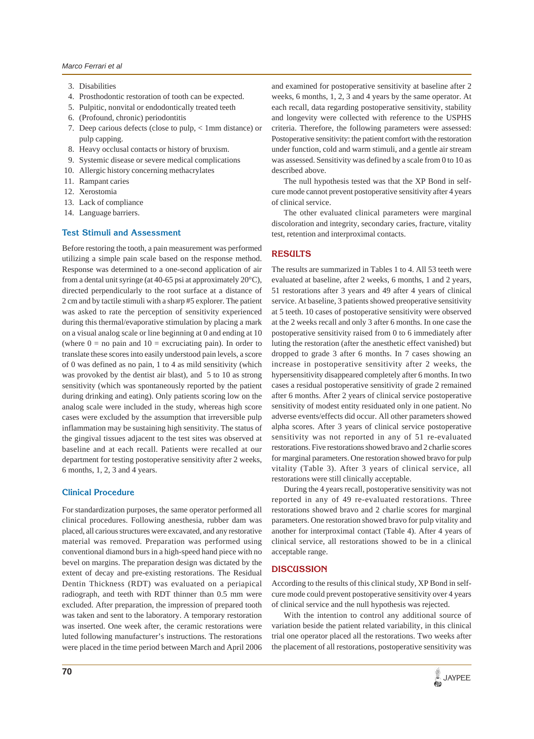3. Disabilities
4. Prosthodontic restoration of tooth can be expected.
5. Pulpitic, nonvital or endodontically treated teeth
6. (Profound, chronic) periodontitis
7. Deep carious defects (close to pulp, < 1mm distance) or pulp capping.
8. Heavy occlusal contacts or history of bruxism.
9. Systemic disease or severe medical complications
10. Allergic history concerning methacrylates
11. Rampant caries
12. Xerostomia
13. Lack of compliance
14. Language barriers.

### Test Stimuli and Assessment

Before restoring the tooth, a pain measurement was performed utilizing a simple pain scale based on the response method. Response was determined to a one-second application of air from a dental unit syringe (at 40-65 psi at approximately 20°C), directed perpendicularly to the root surface at a distance of 2 cm and by tactile stimuli with a sharp #5 explorer. The patient was asked to rate the perception of sensitivity experienced during this thermal/evaporative stimulation by placing a mark on a visual analog scale or line beginning at 0 and ending at 10 (where 0 = no pain and 10 = excruciating pain). In order to translate these scores into easily understood pain levels, a score of 0 was defined as no pain, 1 to 4 as mild sensitivity (which was provoked by the dentist air blast), and 5 to 10 as strong sensitivity (which was spontaneously reported by the patient during drinking and eating). Only patients scoring low on the analog scale were included in the study, whereas high score cases were excluded by the assumption that irreversible pulp inflammation may be sustaining high sensitivity. The status of the gingival tissues adjacent to the test sites was observed at baseline and at each recall. Patients were recalled at our department for testing postoperative sensitivity after 2 weeks, 6 months, 1, 2, 3 and 4 years.

### Clinical Procedure

For standardization purposes, the same operator performed all clinical procedures. Following anesthesia, rubber dam was placed, all carious structures were excavated, and any restorative material was removed. Preparation was performed using conventional diamond burs in a high-speed hand piece with no bevel on margins. The preparation design was dictated by the extent of decay and pre-existing restorations. The Residual Dentin Thickness (RDT) was evaluated on a periapical radiograph, and teeth with RDT thinner than 0.5 mm were excluded. After preparation, the impression of prepared tooth was taken and sent to the laboratory. A temporary restoration was inserted. One week after, the ceramic restorations were luted following manufacturer's instructions. The restorations were placed in the time period between March and April 2006 and examined for postoperative sensitivity at baseline after 2 weeks, 6 months, 1, 2, 3 and 4 years by the same operator. At each recall, data regarding postoperative sensitivity, stability and longevity were collected with reference to the USPHS criteria. Therefore, the following parameters were assessed: Postoperative sensitivity: the patient comfort with the restoration under function, cold and warm stimuli, and a gentle air stream was assessed. Sensitivity was defined by a scale from 0 to 10 as described above.

The null hypothesis tested was that the XP Bond in self-cure mode cannot prevent postoperative sensitivity after 4 years of clinical service.

The other evaluated clinical parameters were marginal discoloration and integrity, secondary caries, fracture, vitality test, retention and interproximal contacts.

## RESULTS

The results are summarized in Tables 1 to 4. All 53 teeth were evaluated at baseline, after 2 weeks, 6 months, 1 and 2 years, 51 restorations after 3 years and 49 after 4 years of clinical service. At baseline, 3 patients showed preoperative sensitivity at 5 teeth. 10 cases of postoperative sensitivity were observed at the 2 weeks recall and only 3 after 6 months. In one case the postoperative sensitivity raised from 0 to 6 immediately after luting the restoration (after the anesthetic effect vanished) but dropped to grade 3 after 6 months. In 7 cases showing an increase in postoperative sensitivity after 2 weeks, the hypersensitivity disappeared completely after 6 months. In two cases a residual postoperative sensitivity of grade 2 remained after 6 months. After 2 years of clinical service postoperative sensitivity of modest entity residuated only in one patient. No adverse events/effects did occur. All other parameters showed alpha scores. After 3 years of clinical service postoperative sensitivity was not reported in any of 51 re-evaluated restorations. Five restorations showed bravo and 2 charlie scores for marginal parameters. One restoration showed bravo for pulp vitality (Table 3). After 3 years of clinical service, all restorations were still clinically acceptable.

During the 4 years recall, postoperative sensitivity was not reported in any of 49 re-evaluated restorations. Three restorations showed bravo and 2 charlie scores for marginal parameters. One restoration showed bravo for pulp vitality and another for interproximal contact (Table 4). After 4 years of clinical service, all restorations showed to be in a clinical acceptable range.

## DISCUSSION

According to the results of this clinical study, XP Bond in self-cure mode could prevent postoperative sensitivity over 4 years of clinical service and the null hypothesis was rejected.

With the intention to control any additional source of variation beside the patient related variability, in this clinical trial one operator placed all the restorations. Two weeks after the placement of all restorations, postoperative sensitivity was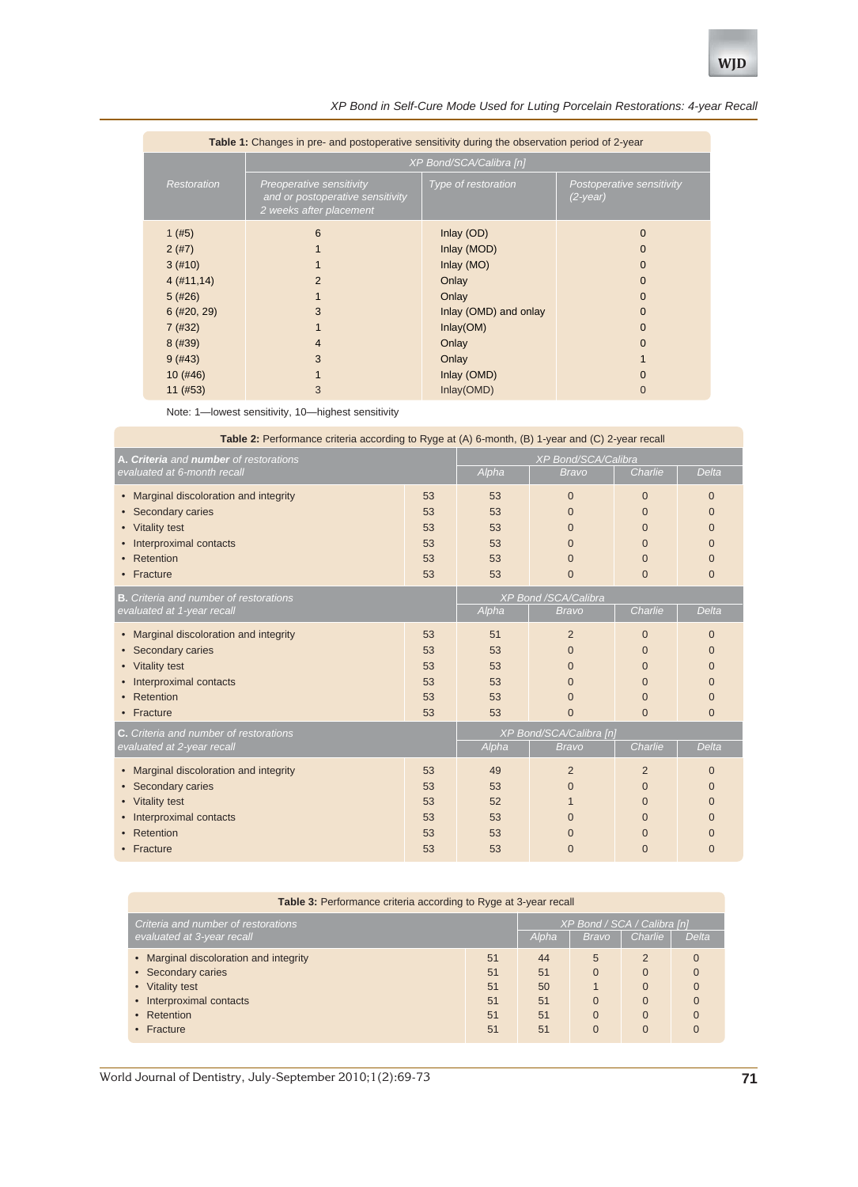**Table 1:** Changes in pre- and postoperative sensitivity during the observation period of 2-year

| Restoration | XP Bond/SCA/Calibra [n] | | |
|---|---|---|---|
| | Preoperative sensitivity and or postoperative sensitivity 2 weeks after placement | Type of restoration | Postoperative sensitivity (2-year) |
| 1 (#5) | 6 | Inlay (OD) | 0 |
| 2 (#7) | 1 | Inlay (MOD) | 0 |
| 3 (#10) | 1 | Inlay (MO) | 0 |
| 4 (#11,14) | 2 | Onlay | 0 |
| 5 (#26) | 1 | Onlay | 0 |
| 6 (#20, 29) | 3 | Inlay (OMD) and onlay | 0 |
| 7 (#32) | 1 | Inlay(OM) | 0 |
| 8 (#39) | 4 | Onlay | 0 |
| 9 (#43) | 3 | Onlay | 1 |
| 10 (#46) | 1 | Inlay (OMD) | 0 |
| 11 (#53) | 3 | Inlay(OMD) | 0 |

Note: 1—lowest sensitivity, 10—highest sensitivity

**Table 2:** Performance criteria according to Ryge at (A) 6-month, (B) 1-year and (C) 2-year recall

| **A.** ***Criteria*** *and* ***number*** *of restorations evaluated at 6-month recall* | | XP Bond/SCA/Calibra | | | |
|---|---|---|---|---|---|
| | | Alpha | Bravo | Charlie | Delta |
| • Marginal discoloration and integrity | 53 | 53 | 0 | 0 | 0 |
| • Secondary caries | 53 | 53 | 0 | 0 | 0 |
| • Vitality test | 53 | 53 | 0 | 0 | 0 |
| • Interproximal contacts | 53 | 53 | 0 | 0 | 0 |
| • Retention | 53 | 53 | 0 | 0 | 0 |
| • Fracture | 53 | 53 | 0 | 0 | 0 |
| **B.** *Criteria and number of restorations evaluated at 1-year recall* | | XP Bond /SCA/Calibra | | | |
| | | Alpha | Bravo | Charlie | Delta |
| • Marginal discoloration and integrity | 53 | 51 | 2 | 0 | 0 |
| • Secondary caries | 53 | 53 | 0 | 0 | 0 |
| • Vitality test | 53 | 53 | 0 | 0 | 0 |
| • Interproximal contacts | 53 | 53 | 0 | 0 | 0 |
| • Retention | 53 | 53 | 0 | 0 | 0 |
| • Fracture | 53 | 53 | 0 | 0 | 0 |
| **C.** *Criteria and number of restorations evaluated at 2-year recall* | | XP Bond/SCA/Calibra [n] | | | |
| | | Alpha | Bravo | Charlie | Delta |
| • Marginal discoloration and integrity | 53 | 49 | 2 | 2 | 0 |
| • Secondary caries | 53 | 53 | 0 | 0 | 0 |
| • Vitality test | 53 | 52 | 1 | 0 | 0 |
| • Interproximal contacts | 53 | 53 | 0 | 0 | 0 |
| • Retention | 53 | 53 | 0 | 0 | 0 |
| • Fracture | 53 | 53 | 0 | 0 | 0 |

**Table 3:** Performance criteria according to Ryge at 3-year recall

| *Criteria and number of restorations evaluated at 3-year recall* | | XP Bond / SCA / Calibra [n] | | | |
|---|---|---|---|---|---|
| | | Alpha | Bravo | Charlie | Delta |
| • Marginal discoloration and integrity | 51 | 44 | 5 | 2 | 0 |
| • Secondary caries | 51 | 51 | 0 | 0 | 0 |
| • Vitality test | 51 | 50 | 1 | 0 | 0 |
| • Interproximal contacts | 51 | 51 | 0 | 0 | 0 |
| • Retention | 51 | 51 | 0 | 0 | 0 |
| • Fracture | 51 | 51 | 0 | 0 | 0 |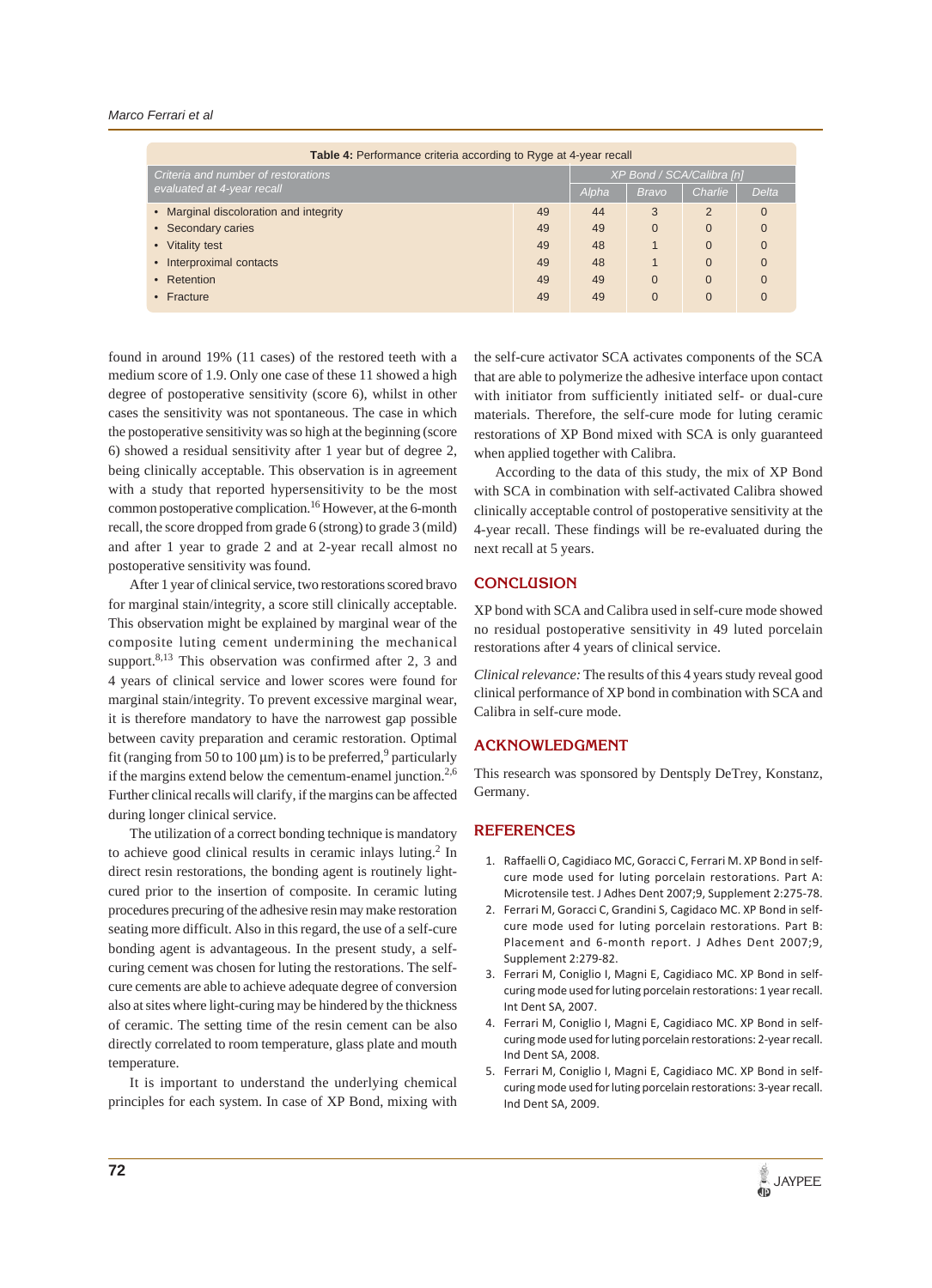**Table 4:** Performance criteria according to Ryge at 4-year recall

| Criteria and number of restorations evaluated at 4-year recall | | XP Bond / SCA/Calibra [n] | | | |
|---|---|---|---|---|---|
| | | Alpha | Bravo | Charlie | Delta |
| • Marginal discoloration and integrity | 49 | 44 | 3 | 2 | 0 |
| • Secondary caries | 49 | 49 | 0 | 0 | 0 |
| • Vitality test | 49 | 48 | 1 | 0 | 0 |
| • Interproximal contacts | 49 | 48 | 1 | 0 | 0 |
| • Retention | 49 | 49 | 0 | 0 | 0 |
| • Fracture | 49 | 49 | 0 | 0 | 0 |

found in around 19% (11 cases) of the restored teeth with a medium score of 1.9. Only one case of these 11 showed a high degree of postoperative sensitivity (score 6), whilst in other cases the sensitivity was not spontaneous. The case in which the postoperative sensitivity was so high at the beginning (score 6) showed a residual sensitivity after 1 year but of degree 2, being clinically acceptable. This observation is in agreement with a study that reported hypersensitivity to be the most common postoperative complication.[16] However, at the 6-month recall, the score dropped from grade 6 (strong) to grade 3 (mild) and after 1 year to grade 2 and at 2-year recall almost no postoperative sensitivity was found.

After 1 year of clinical service, two restorations scored bravo for marginal stain/integrity, a score still clinically acceptable. This observation might be explained by marginal wear of the composite luting cement undermining the mechanical support.[8,13] This observation was confirmed after 2, 3 and 4 years of clinical service and lower scores were found for marginal stain/integrity. To prevent excessive marginal wear, it is therefore mandatory to have the narrowest gap possible between cavity preparation and ceramic restoration. Optimal fit (ranging from 50 to 100 µm) is to be preferred,[9] particularly if the margins extend below the cementum-enamel junction.[2,6] Further clinical recalls will clarify, if the margins can be affected during longer clinical service.

The utilization of a correct bonding technique is mandatory to achieve good clinical results in ceramic inlays luting.[2] In direct resin restorations, the bonding agent is routinely light-cured prior to the insertion of composite. In ceramic luting procedures precuring of the adhesive resin may make restoration seating more difficult. Also in this regard, the use of a self-cure bonding agent is advantageous. In the present study, a self-curing cement was chosen for luting the restorations. The self-cure cements are able to achieve adequate degree of conversion also at sites where light-curing may be hindered by the thickness of ceramic. The setting time of the resin cement can be also directly correlated to room temperature, glass plate and mouth temperature.

It is important to understand the underlying chemical principles for each system. In case of XP Bond, mixing with the self-cure activator SCA activates components of the SCA that are able to polymerize the adhesive interface upon contact with initiator from sufficiently initiated self- or dual-cure materials. Therefore, the self-cure mode for luting ceramic restorations of XP Bond mixed with SCA is only guaranteed when applied together with Calibra.

According to the data of this study, the mix of XP Bond with SCA in combination with self-activated Calibra showed clinically acceptable control of postoperative sensitivity at the 4-year recall. These findings will be re-evaluated during the next recall at 5 years.

## CONCLUSION

XP bond with SCA and Calibra used in self-cure mode showed no residual postoperative sensitivity in 49 luted porcelain restorations after 4 years of clinical service.

*Clinical relevance:* The results of this 4 years study reveal good clinical performance of XP bond in combination with SCA and Calibra in self-cure mode.

## ACKNOWLEDGMENT

This research was sponsored by Dentsply DeTrey, Konstanz, Germany.

## REFERENCES

1. Raffaelli O, Cagidiaco MC, Goracci C, Ferrari M. XP Bond in self-cure mode used for luting porcelain restorations. Part A: Microtensile test. J Adhes Dent 2007;9, Supplement 2:275-78.
2. Ferrari M, Goracci C, Grandini S, Cagidaco MC. XP Bond in self-cure mode used for luting porcelain restorations. Part B: Placement and 6-month report. J Adhes Dent 2007;9, Supplement 2:279-82.
3. Ferrari M, Coniglio I, Magni E, Cagidiaco MC. XP Bond in self-curing mode used for luting porcelain restorations: 1 year recall. Int Dent SA, 2007.
4. Ferrari M, Coniglio I, Magni E, Cagidiaco MC. XP Bond in self-curing mode used for luting porcelain restorations: 2-year recall. Ind Dent SA, 2008.
5. Ferrari M, Coniglio I, Magni E, Cagidiaco MC. XP Bond in self-curing mode used for luting porcelain restorations: 3-year recall. Ind Dent SA, 2009.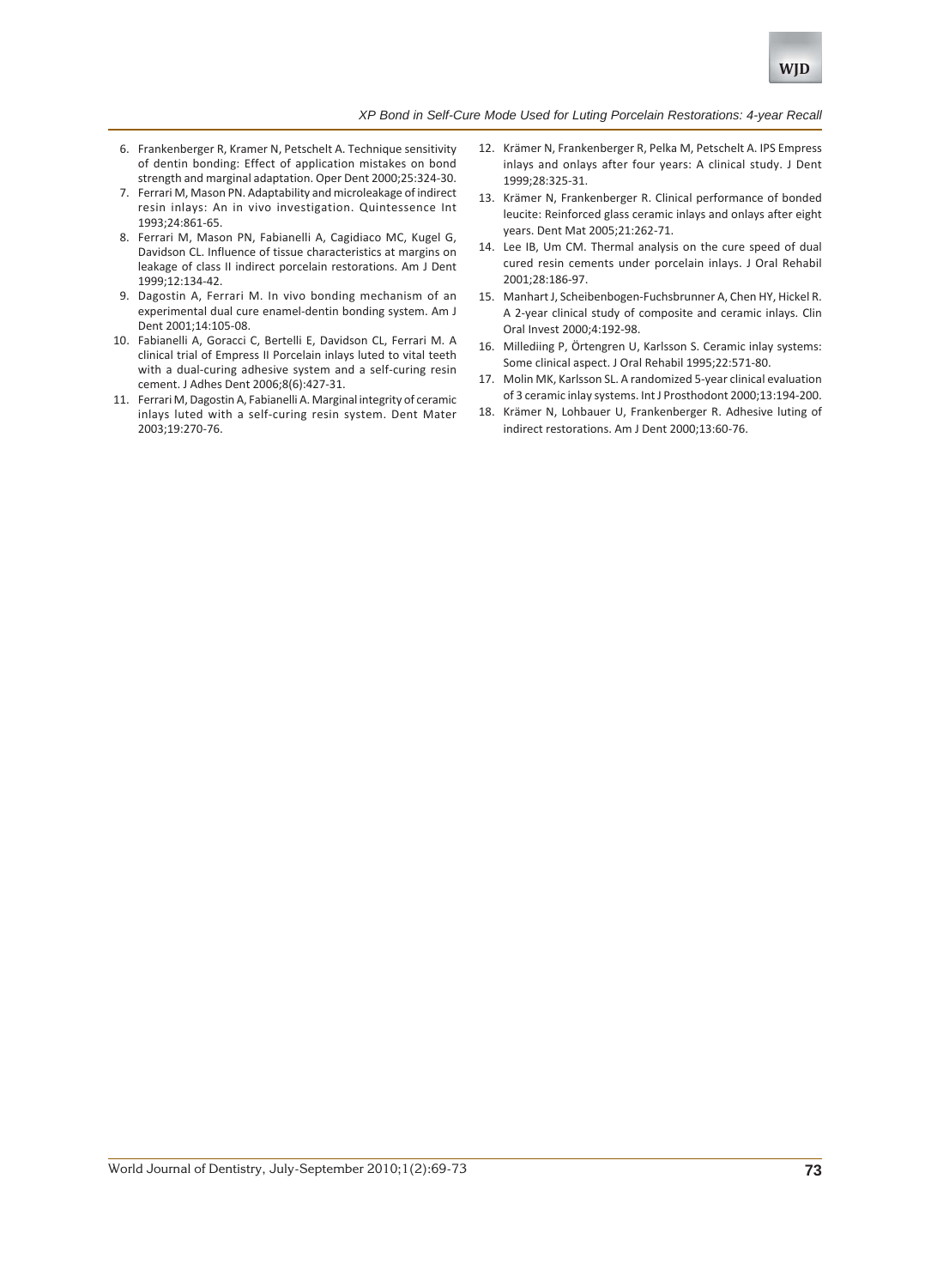6. Frankenberger R, Kramer N, Petschelt A. Technique sensitivity of dentin bonding: Effect of application mistakes on bond strength and marginal adaptation. Oper Dent 2000;25:324-30.
7. Ferrari M, Mason PN. Adaptability and microleakage of indirect resin inlays: An in vivo investigation. Quintessence Int 1993;24:861-65.
8. Ferrari M, Mason PN, Fabianelli A, Cagidiaco MC, Kugel G, Davidson CL. Influence of tissue characteristics at margins on leakage of class II indirect porcelain restorations. Am J Dent 1999;12:134-42.
9. Dagostin A, Ferrari M. In vivo bonding mechanism of an experimental dual cure enamel-dentin bonding system. Am J Dent 2001;14:105-08.
10. Fabianelli A, Goracci C, Bertelli E, Davidson CL, Ferrari M. A clinical trial of Empress II Porcelain inlays luted to vital teeth with a dual-curing adhesive system and a self-curing resin cement. J Adhes Dent 2006;8(6):427-31.
11. Ferrari M, Dagostin A, Fabianelli A. Marginal integrity of ceramic inlays luted with a self-curing resin system. Dent Mater 2003;19:270-76.
12. Krämer N, Frankenberger R, Pelka M, Petschelt A. IPS Empress inlays and onlays after four years: A clinical study. J Dent 1999;28:325-31.
13. Krämer N, Frankenberger R. Clinical performance of bonded leucite: Reinforced glass ceramic inlays and onlays after eight years. Dent Mat 2005;21:262-71.
14. Lee IB, Um CM. Thermal analysis on the cure speed of dual cured resin cements under porcelain inlays. J Oral Rehabil 2001;28:186-97.
15. Manhart J, Scheibenbogen-Fuchsbrunner A, Chen HY, Hickel R. A 2-year clinical study of composite and ceramic inlays. Clin Oral Invest 2000;4:192-98.
16. Millediing P, Örtengren U, Karlsson S. Ceramic inlay systems: Some clinical aspect. J Oral Rehabil 1995;22:571-80.
17. Molin MK, Karlsson SL. A randomized 5-year clinical evaluation of 3 ceramic inlay systems. Int J Prosthodont 2000;13:194-200.
18. Krämer N, Lohbauer U, Frankenberger R. Adhesive luting of indirect restorations. Am J Dent 2000;13:60-76.